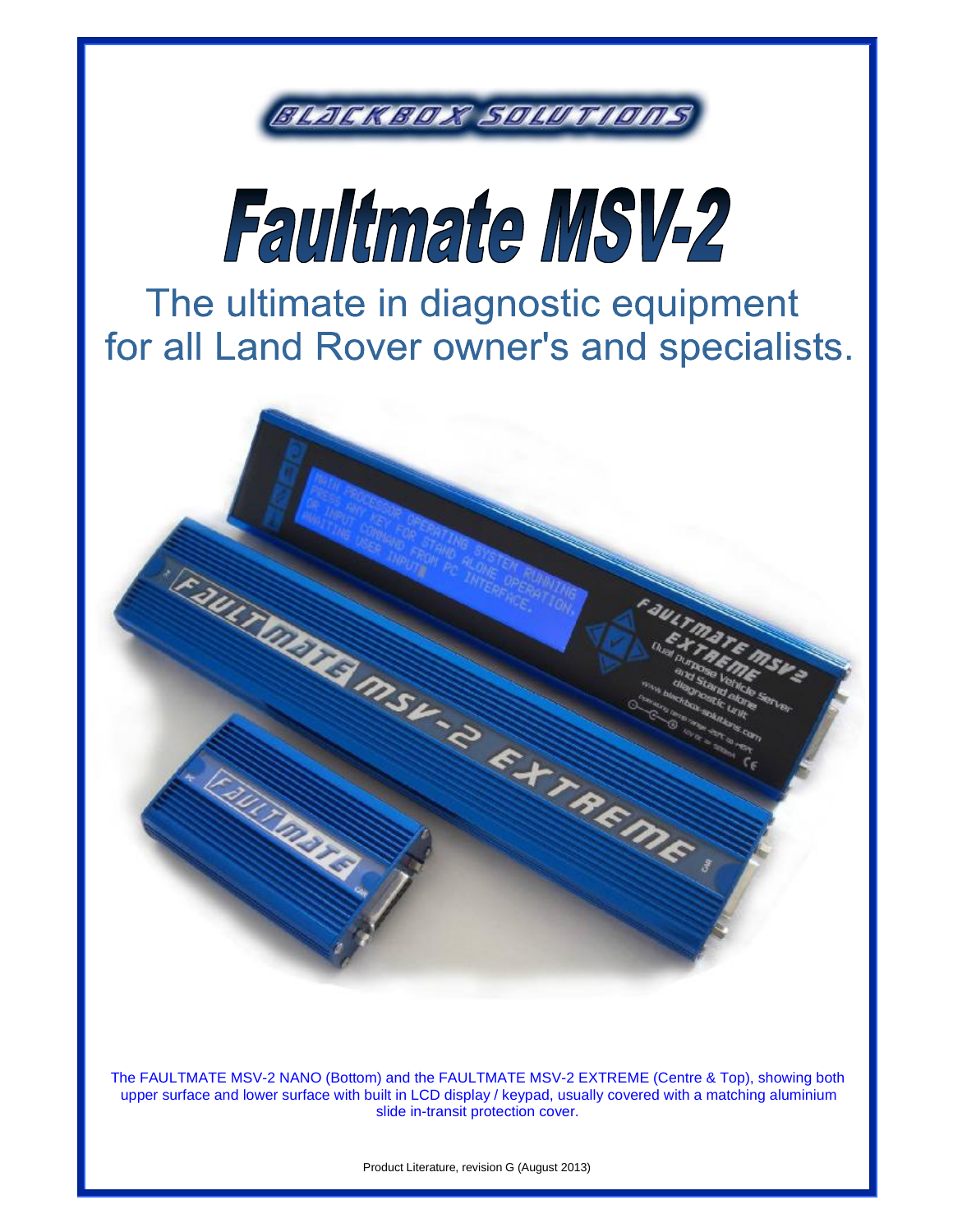BLACKBOX SOLUTIONS

# Faultmate MSV-2

## The ultimate in diagnostic equipment for all Land Rover owner's and specialists.

The FAULTMATE MSV-2 NANO (Bottom) and the FAULTMATE MSV-2 EXTREME (Centre & Top), showing both upper surface and lower surface with built in LCD display / keypad, usually covered with a matching aluminium slide in-transit protection cover.

Product Literature, revision G (August 2013)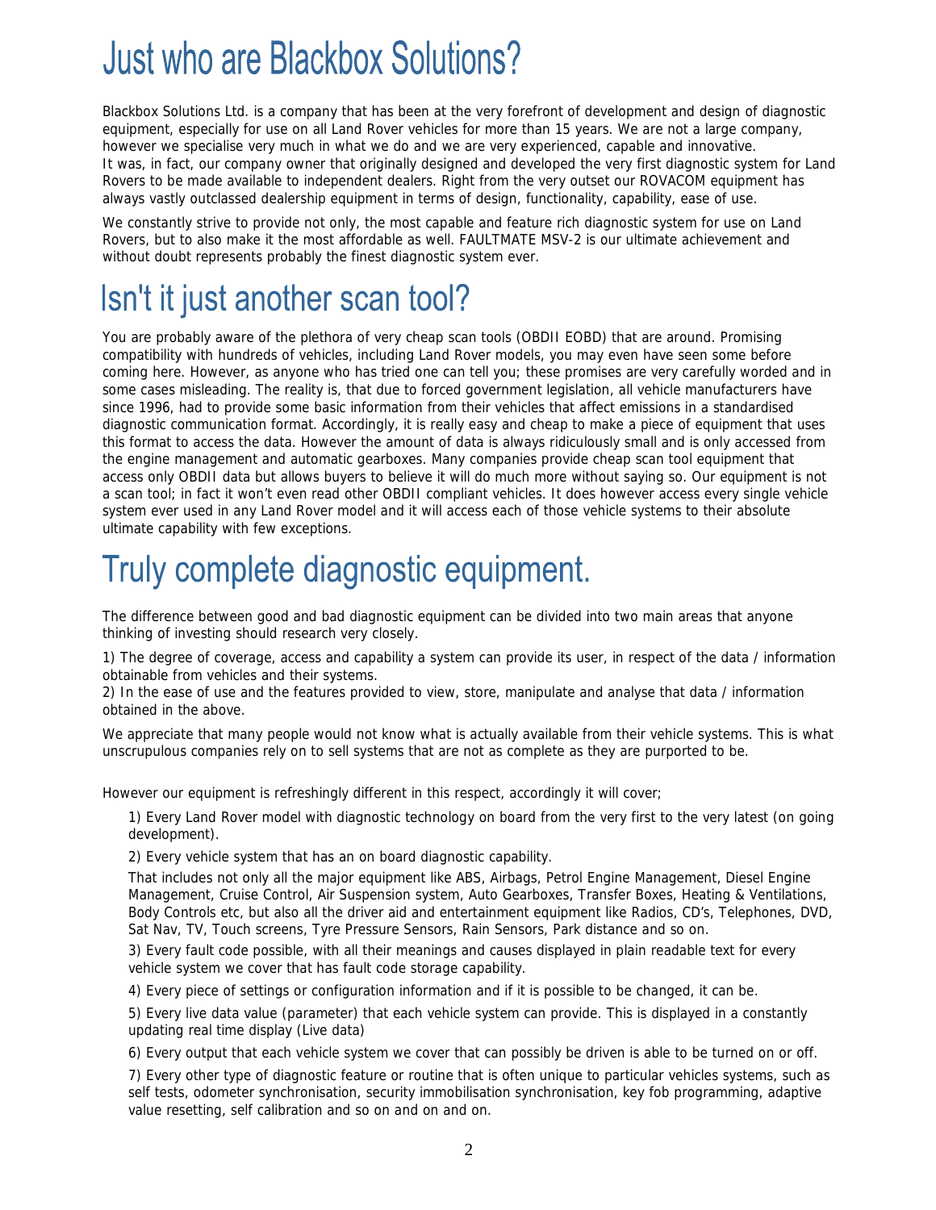# Just who are Blackbox Solutions?

Blackbox Solutions Ltd. is a company that has been at the very forefront of development and design of diagnostic equipment, especially for use on all Land Rover vehicles for more than 15 years. We are not a large company, however we specialise very much in what we do and we are very experienced, capable and innovative.
It was, in fact, our company owner that originally designed and developed the very first diagnostic system for Land Rovers to be made available to independent dealers. Right from the very outset our ROVACOM equipment has always vastly outclassed dealership equipment in terms of design, functionality, capability, ease of use.

We constantly strive to provide not only, the most capable and feature rich diagnostic system for use on Land Rovers, but to also make it the most affordable as well. FAULTMATE MSV-2 is our ultimate achievement and without doubt represents probably the finest diagnostic system ever.

# Isn't it just another scan tool?

You are probably aware of the plethora of very cheap scan tools (OBDII EOBD) that are around. Promising compatibility with hundreds of vehicles, including Land Rover models, you may even have seen some before coming here. However, as anyone who has tried one can tell you; these promises are very carefully worded and in some cases misleading. The reality is, that due to forced government legislation, all vehicle manufacturers have since 1996, had to provide some basic information from their vehicles that affect emissions in a standardised diagnostic communication format. Accordingly, it is really easy and cheap to make a piece of equipment that uses this format to access the data. However the amount of data is always ridiculously small and is only accessed from the engine management and automatic gearboxes. Many companies provide cheap scan tool equipment that access only OBDII data but allows buyers to believe it will do much more without saying so. Our equipment is not a scan tool; in fact it won't even read other OBDII compliant vehicles. It does however access every single vehicle system ever used in any Land Rover model and it will access each of those vehicle systems to their absolute ultimate capability with few exceptions.

# Truly complete diagnostic equipment.

The difference between good and bad diagnostic equipment can be divided into two main areas that anyone thinking of investing should research very closely.

1) The degree of coverage, access and capability a system can provide its user, in respect of the data / information obtainable from vehicles and their systems.
2) In the ease of use and the features provided to view, store, manipulate and analyse that data / information obtained in the above.

We appreciate that many people would not know what is actually available from their vehicle systems. This is what unscrupulous companies rely on to sell systems that are not as complete as they are purported to be.

However our equipment is refreshingly different in this respect, accordingly it will cover;

1) Every Land Rover model with diagnostic technology on board from the very first to the very latest (on going development).

2) Every vehicle system that has an on board diagnostic capability.

That includes not only all the major equipment like ABS, Airbags, Petrol Engine Management, Diesel Engine Management, Cruise Control, Air Suspension system, Auto Gearboxes, Transfer Boxes, Heating & Ventilations, Body Controls etc, but also all the driver aid and entertainment equipment like Radios, CD's, Telephones, DVD, Sat Nav, TV, Touch screens, Tyre Pressure Sensors, Rain Sensors, Park distance and so on.

3) Every fault code possible, with all their meanings and causes displayed in plain readable text for every vehicle system we cover that has fault code storage capability.

4) Every piece of settings or configuration information and if it is possible to be changed, it can be.

5) Every live data value (parameter) that each vehicle system can provide. This is displayed in a constantly updating real time display (Live data)

6) Every output that each vehicle system we cover that can possibly be driven is able to be turned on or off.

7) Every other type of diagnostic feature or routine that is often unique to particular vehicles systems, such as self tests, odometer synchronisation, security immobilisation synchronisation, key fob programming, adaptive value resetting, self calibration and so on and on and on.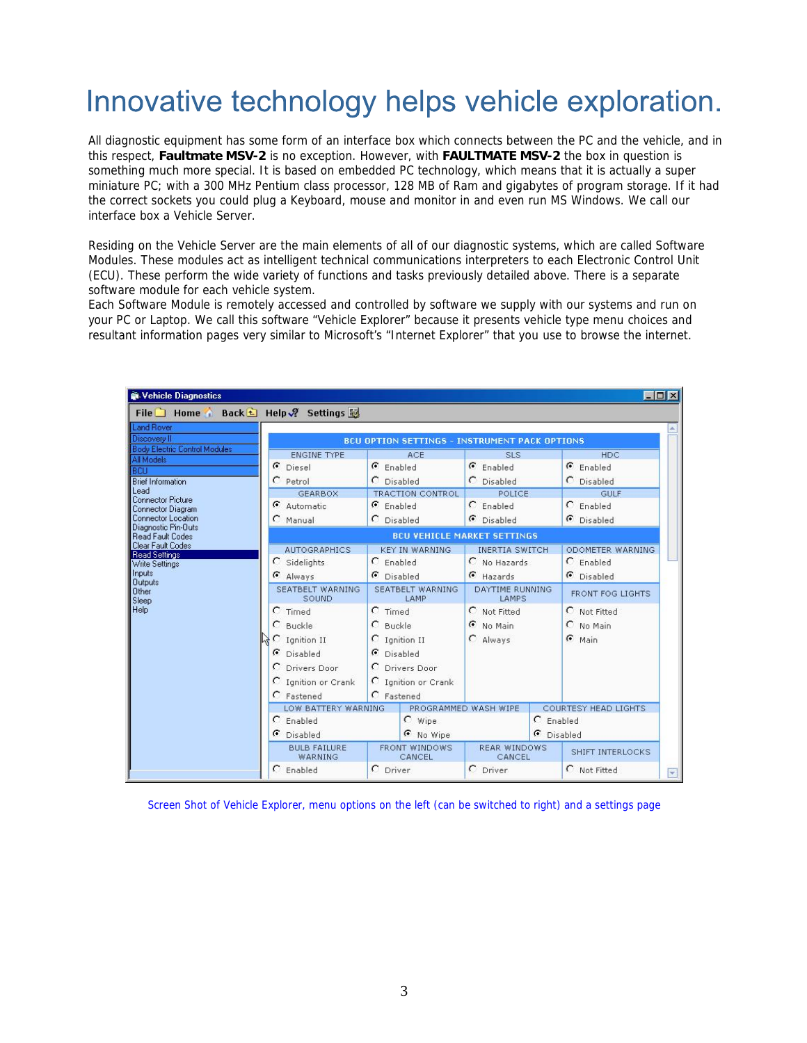# Innovative technology helps vehicle exploration.

All diagnostic equipment has some form of an interface box which connects between the PC and the vehicle, and in this respect, **Faultmate MSV-2** is no exception. However, with **FAULTMATE MSV-2** the box in question is something much more special. It is based on embedded PC technology, which means that it is actually a super miniature PC; with a 300 MHz Pentium class processor, 128 MB of Ram and gigabytes of program storage. If it had the correct sockets you could plug a Keyboard, mouse and monitor in and even run MS Windows. We call our interface box a Vehicle Server.

Residing on the Vehicle Server are the main elements of all of our diagnostic systems, which are called Software Modules. These modules act as intelligent technical communications interpreters to each Electronic Control Unit (ECU). These perform the wide variety of functions and tasks previously detailed above. There is a separate software module for each vehicle system.
Each Software Module is remotely accessed and controlled by software we supply with our systems and run on your PC or Laptop. We call this software “Vehicle Explorer” because it presents vehicle type menu choices and resultant information pages very similar to Microsoft’s “Internet Explorer” that you use to browse the internet.

Screen Shot of Vehicle Explorer, menu options on the left (can be switched to right) and a settings page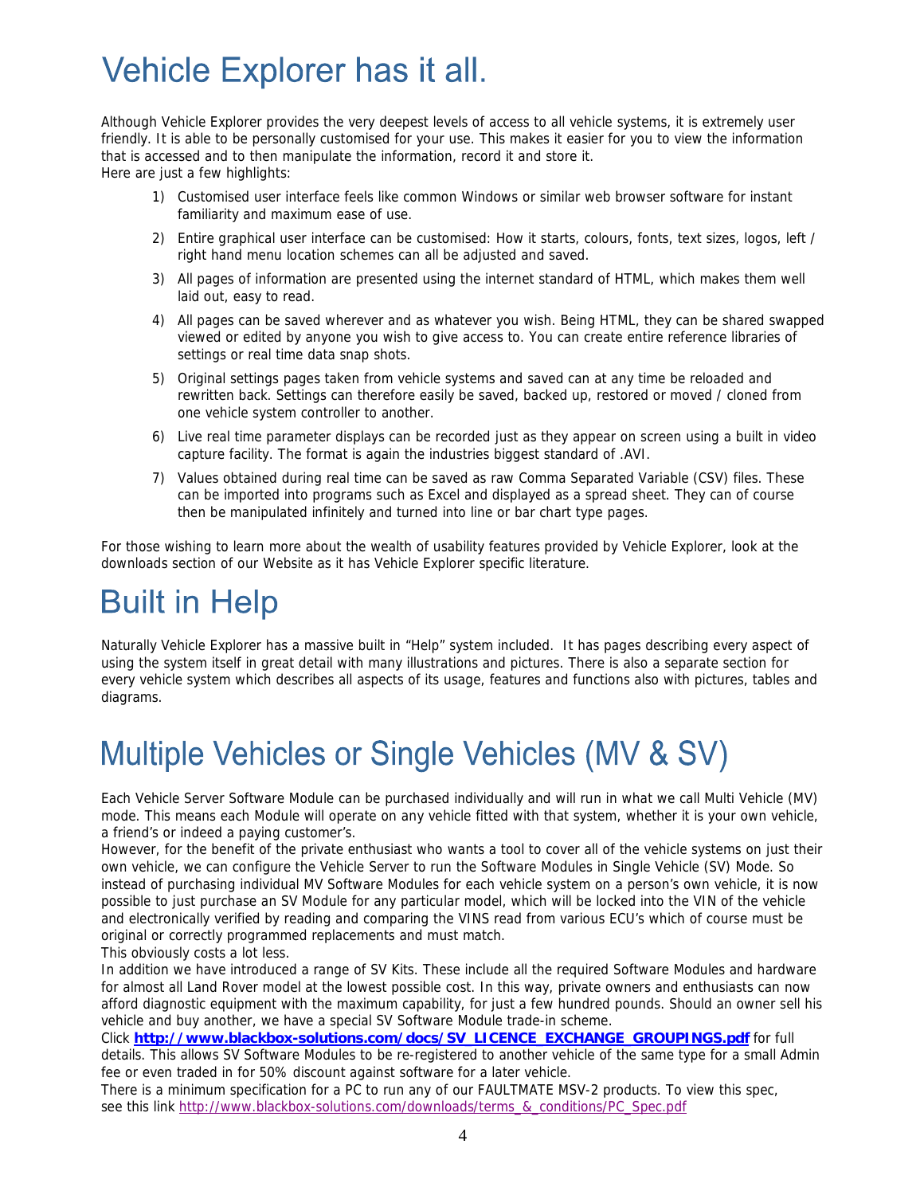# Vehicle Explorer has it all.

Although Vehicle Explorer provides the very deepest levels of access to all vehicle systems, it is extremely user friendly. It is able to be personally customised for your use. This makes it easier for you to view the information that is accessed and to then manipulate the information, record it and store it.
Here are just a few highlights:

1) Customised user interface feels like common Windows or similar web browser software for instant familiarity and maximum ease of use.
2) Entire graphical user interface can be customised: How it starts, colours, fonts, text sizes, logos, left / right hand menu location schemes can all be adjusted and saved.
3) All pages of information are presented using the internet standard of HTML, which makes them well laid out, easy to read.
4) All pages can be saved wherever and as whatever you wish. Being HTML, they can be shared swapped viewed or edited by anyone you wish to give access to. You can create entire reference libraries of settings or real time data snap shots.
5) Original settings pages taken from vehicle systems and saved can at any time be reloaded and rewritten back. Settings can therefore easily be saved, backed up, restored or moved / cloned from one vehicle system controller to another.
6) Live real time parameter displays can be recorded just as they appear on screen using a built in video capture facility. The format is again the industries biggest standard of .AVI.
7) Values obtained during real time can be saved as raw Comma Separated Variable (CSV) files. These can be imported into programs such as Excel and displayed as a spread sheet. They can of course then be manipulated infinitely and turned into line or bar chart type pages.

For those wishing to learn more about the wealth of usability features provided by Vehicle Explorer, look at the downloads section of our Website as it has Vehicle Explorer specific literature.

# Built in Help

Naturally Vehicle Explorer has a massive built in “Help” system included. It has pages describing every aspect of using the system itself in great detail with many illustrations and pictures. There is also a separate section for every vehicle system which describes all aspects of its usage, features and functions also with pictures, tables and diagrams.

# Multiple Vehicles or Single Vehicles (MV & SV)

Each Vehicle Server Software Module can be purchased individually and will run in what we call Multi Vehicle (MV) mode. This means each Module will operate on any vehicle fitted with that system, whether it is your own vehicle, a friend’s or indeed a paying customer’s.
However, for the benefit of the private enthusiast who wants a tool to cover all of the vehicle systems on just their own vehicle, we can configure the Vehicle Server to run the Software Modules in Single Vehicle (SV) Mode. So instead of purchasing individual MV Software Modules for each vehicle system on a person’s own vehicle, it is now possible to just purchase an SV Module for any particular model, which will be locked into the VIN of the vehicle and electronically verified by reading and comparing the VINS read from various ECU’s which of course must be original or correctly programmed replacements and must match.
This obviously costs a lot less.
In addition we have introduced a range of SV Kits. These include all the required Software Modules and hardware for almost all Land Rover model at the lowest possible cost. In this way, private owners and enthusiasts can now afford diagnostic equipment with the maximum capability, for just a few hundred pounds. Should an owner sell his vehicle and buy another, we have a special SV Software Module trade-in scheme.
Click **http://www.blackbox-solutions.com/docs/SV_LICENCE_EXCHANGE_GROUPINGS.pdf** for full details. This allows SV Software Modules to be re-registered to another vehicle of the same type for a small Admin fee or even traded in for 50% discount against software for a later vehicle.
There is a minimum specification for a PC to run any of our FAULTMATE MSV-2 products. To view this spec, see this link http://www.blackbox-solutions.com/downloads/terms_&_conditions/PC_Spec.pdf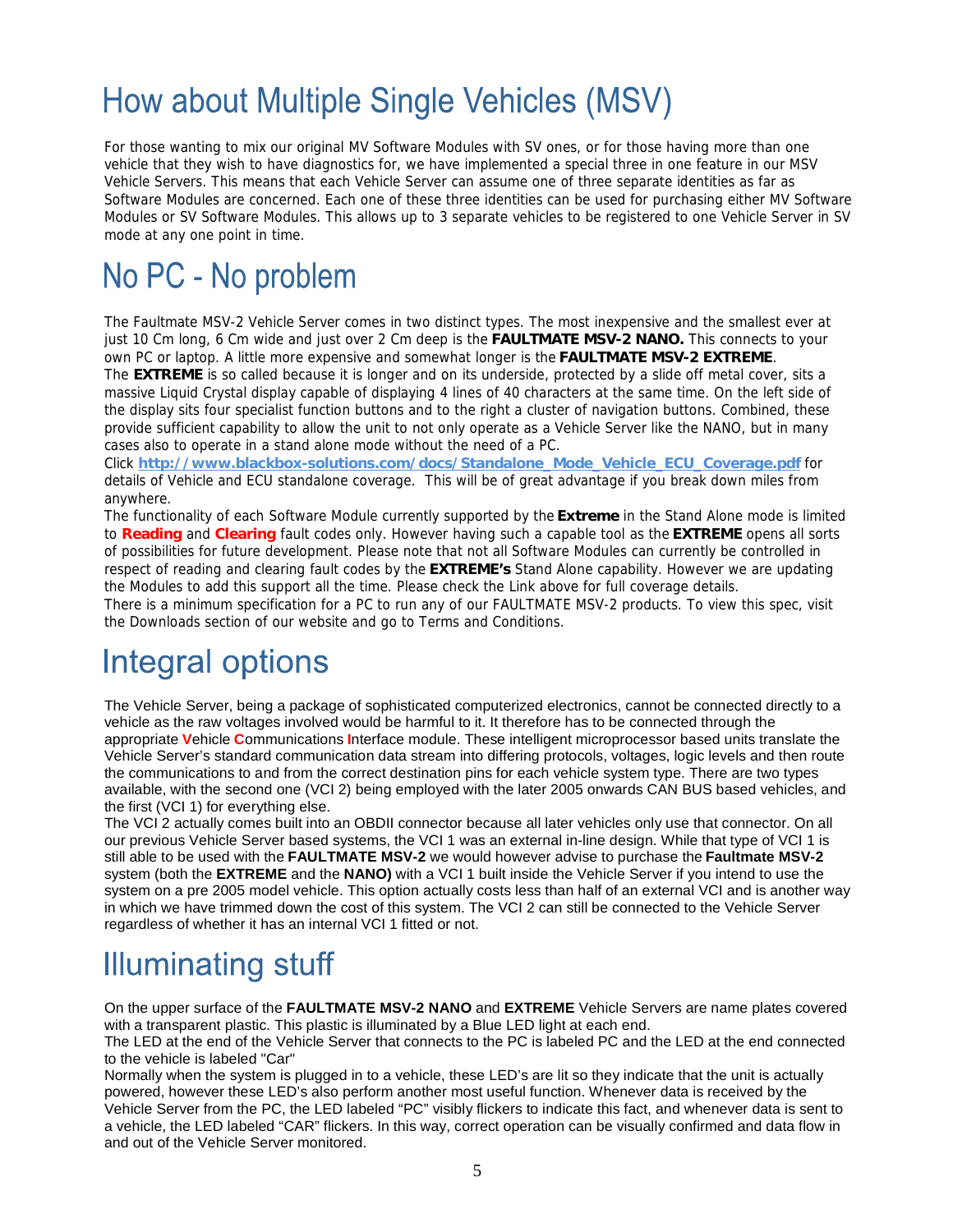# How about Multiple Single Vehicles (MSV)

For those wanting to mix our original MV Software Modules with SV ones, or for those having more than one vehicle that they wish to have diagnostics for, we have implemented a special three in one feature in our MSV Vehicle Servers. This means that each Vehicle Server can assume one of three separate identities as far as Software Modules are concerned. Each one of these three identities can be used for purchasing either MV Software Modules or SV Software Modules. This allows up to 3 separate vehicles to be registered to one Vehicle Server in SV mode at any one point in time.

# No PC - No problem

The Faultmate MSV-2 Vehicle Server comes in two distinct types. The most inexpensive and the smallest ever at just 10 Cm long, 6 Cm wide and just over 2 Cm deep is the **FAULTMATE MSV-2 NANO.** This connects to your own PC or laptop. A little more expensive and somewhat longer is the **FAULTMATE MSV-2 EXTREME**.

The **EXTREME** is so called because it is longer and on its underside, protected by a slide off metal cover, sits a massive Liquid Crystal display capable of displaying 4 lines of 40 characters at the same time. On the left side of the display sits four specialist function buttons and to the right a cluster of navigation buttons. Combined, these provide sufficient capability to allow the unit to not only operate as a Vehicle Server like the NANO, but in many cases also to operate in a stand alone mode without the need of a PC.

Click **http://www.blackbox-solutions.com/docs/Standalone_Mode_Vehicle_ECU_Coverage.pdf** for details of Vehicle and ECU standalone coverage. This will be of great advantage if you break down miles from anywhere.

The functionality of each Software Module currently supported by the **Extreme** in the Stand Alone mode is limited to **Reading** and **Clearing** fault codes only. However having such a capable tool as the **EXTREME** opens all sorts of possibilities for future development. Please note that not all Software Modules can currently be controlled in respect of reading and clearing fault codes by the **EXTREME's** Stand Alone capability. However we are updating the Modules to add this support all the time. Please check the Link above for full coverage details.

There is a minimum specification for a PC to run any of our FAULTMATE MSV-2 products. To view this spec, visit the Downloads section of our website and go to Terms and Conditions.

# Integral options

The Vehicle Server, being a package of sophisticated computerized electronics, cannot be connected directly to a vehicle as the raw voltages involved would be harmful to it. It therefore has to be connected through the appropriate **V**ehicle **C**ommunications **I**nterface module. These intelligent microprocessor based units translate the Vehicle Server's standard communication data stream into differing protocols, voltages, logic levels and then route the communications to and from the correct destination pins for each vehicle system type. There are two types available, with the second one (VCI 2) being employed with the later 2005 onwards CAN BUS based vehicles, and the first (VCI 1) for everything else.

The VCI 2 actually comes built into an OBDII connector because all later vehicles only use that connector. On all our previous Vehicle Server based systems, the VCI 1 was an external in-line design. While that type of VCI 1 is still able to be used with the **FAULTMATE MSV-2** we would however advise to purchase the **Faultmate MSV-2** system (both the **EXTREME** and the **NANO)** with a VCI 1 built inside the Vehicle Server if you intend to use the system on a pre 2005 model vehicle. This option actually costs less than half of an external VCI and is another way in which we have trimmed down the cost of this system. The VCI 2 can still be connected to the Vehicle Server regardless of whether it has an internal VCI 1 fitted or not.

# Illuminating stuff

On the upper surface of the **FAULTMATE MSV-2 NANO** and **EXTREME** Vehicle Servers are name plates covered with a transparent plastic. This plastic is illuminated by a Blue LED light at each end.

The LED at the end of the Vehicle Server that connects to the PC is labeled PC and the LED at the end connected to the vehicle is labeled "Car"

Normally when the system is plugged in to a vehicle, these LED's are lit so they indicate that the unit is actually powered, however these LED's also perform another most useful function. Whenever data is received by the Vehicle Server from the PC, the LED labeled "PC" visibly flickers to indicate this fact, and whenever data is sent to a vehicle, the LED labeled "CAR" flickers. In this way, correct operation can be visually confirmed and data flow in and out of the Vehicle Server monitored.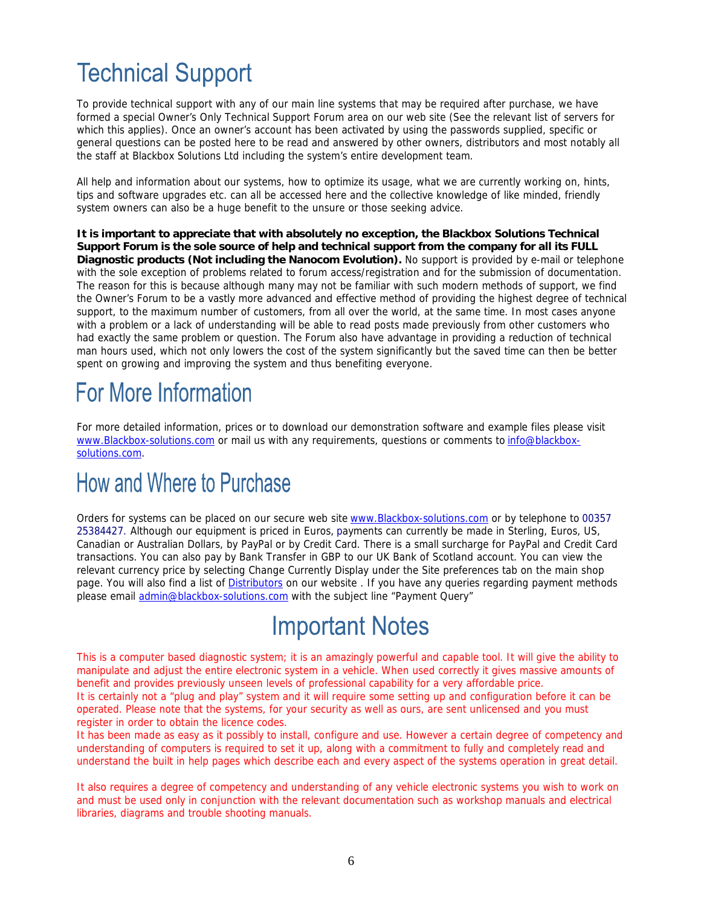# Technical Support

To provide technical support with any of our main line systems that may be required after purchase, we have formed a special Owner's Only Technical Support Forum area on our web site (See the relevant list of servers for which this applies). Once an owner's account has been activated by using the passwords supplied, specific or general questions can be posted here to be read and answered by other owners, distributors and most notably all the staff at Blackbox Solutions Ltd including the system's entire development team.

All help and information about our systems, how to optimize its usage, what we are currently working on, hints, tips and software upgrades etc. can all be accessed here and the collective knowledge of like minded, friendly system owners can also be a huge benefit to the unsure or those seeking advice.

**It is important to appreciate that with absolutely no exception, the Blackbox Solutions Technical Support Forum is the sole source of help and technical support from the company for all its FULL Diagnostic products (Not including the Nanocom Evolution).** No support is provided by e-mail or telephone with the sole exception of problems related to forum access/registration and for the submission of documentation. The reason for this is because although many may not be familiar with such modern methods of support, we find the Owner's Forum to be a vastly more advanced and effective method of providing the highest degree of technical support, to the maximum number of customers, from all over the world, at the same time. In most cases anyone with a problem or a lack of understanding will be able to read posts made previously from other customers who had exactly the same problem or question. The Forum also have advantage in providing a reduction of technical man hours used, which not only lowers the cost of the system significantly but the saved time can then be better spent on growing and improving the system and thus benefiting everyone.

# For More Information

For more detailed information, prices or to download our demonstration software and example files please visit www.Blackbox-solutions.com or mail us with any requirements, questions or comments to info@blackbox-solutions.com.

# How and Where to Purchase

Orders for systems can be placed on our secure web site www.Blackbox-solutions.com or by telephone to 00357 25384427. Although our equipment is priced in Euros, payments can currently be made in Sterling, Euros, US, Canadian or Australian Dollars, by PayPal or by Credit Card. There is a small surcharge for PayPal and Credit Card transactions. You can also pay by Bank Transfer in GBP to our UK Bank of Scotland account. You can view the relevant currency price by selecting Change Currently Display under the Site preferences tab on the main shop page. You will also find a list of Distributors on our website . If you have any queries regarding payment methods please email admin@blackbox-solutions.com with the subject line "Payment Query"

# Important Notes

This is a computer based diagnostic system; it is an amazingly powerful and capable tool. It will give the ability to manipulate and adjust the entire electronic system in a vehicle. When used correctly it gives massive amounts of benefit and provides previously unseen levels of professional capability for a very affordable price.
It is certainly not a "plug and play" system and it will require some setting up and configuration before it can be operated. Please note that the systems, for your security as well as ours, are sent unlicensed and you must register in order to obtain the licence codes.
It has been made as easy as it possibly to install, configure and use. However a certain degree of competency and understanding of computers is required to set it up, along with a commitment to fully and completely read and understand the built in help pages which describe each and every aspect of the systems operation in great detail.

It also requires a degree of competency and understanding of any vehicle electronic systems you wish to work on and must be used only in conjunction with the relevant documentation such as workshop manuals and electrical libraries, diagrams and trouble shooting manuals.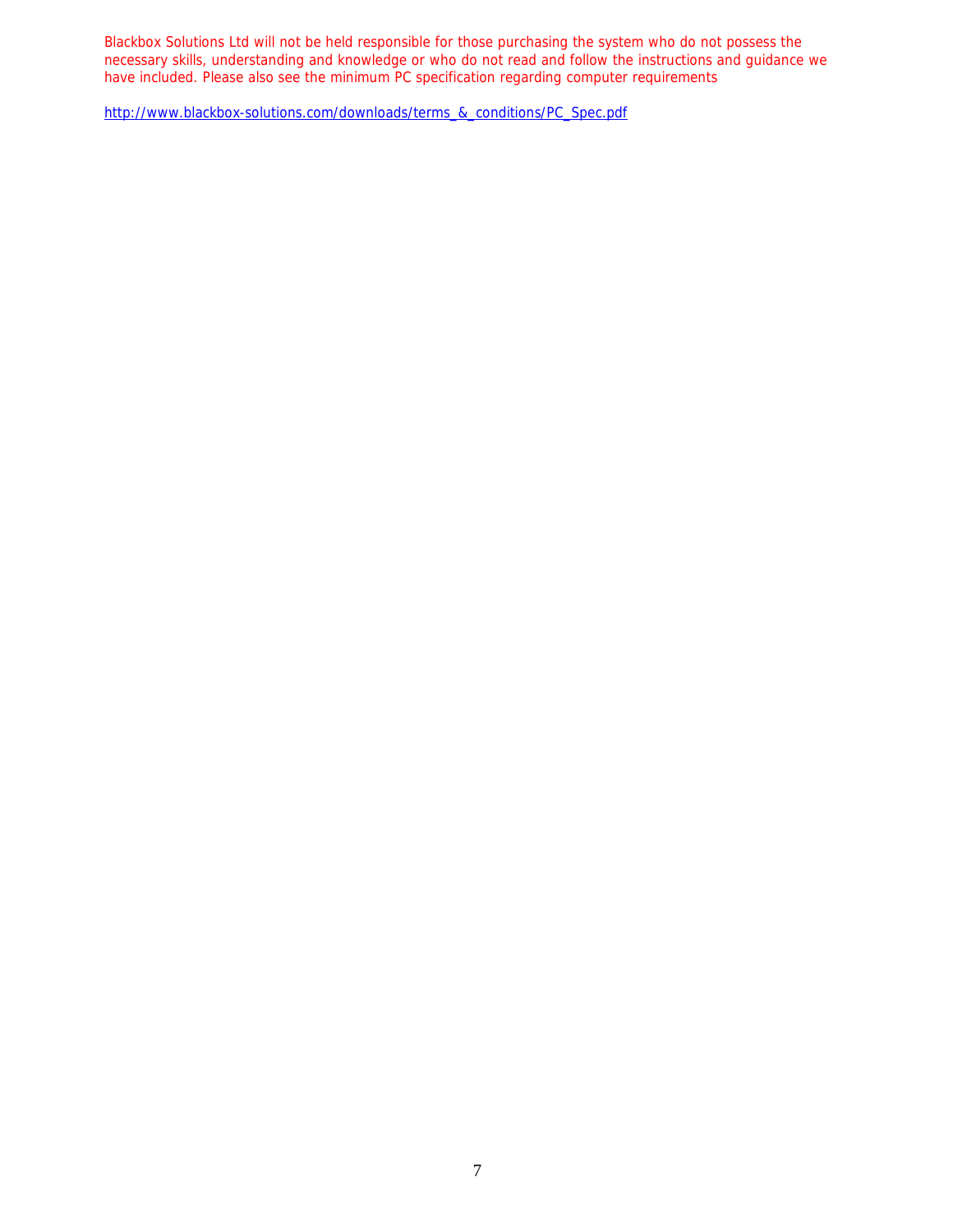Blackbox Solutions Ltd will not be held responsible for those purchasing the system who do not possess the necessary skills, understanding and knowledge or who do not read and follow the instructions and guidance we have included. Please also see the minimum PC specification regarding computer requirements

http://www.blackbox-solutions.com/downloads/terms_&_conditions/PC_Spec.pdf